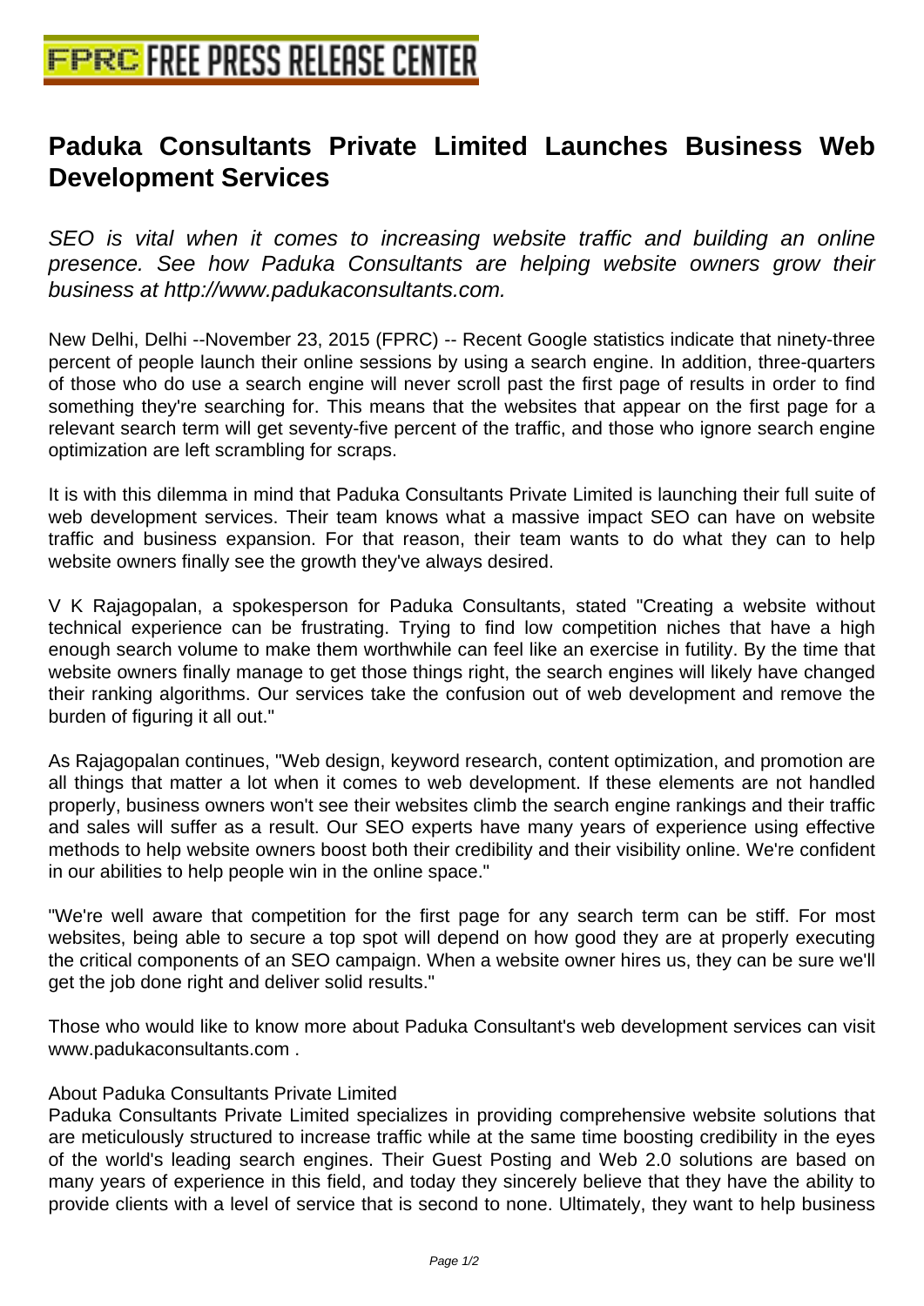# Paduka Consultants Private Limited Launches Business Web Development Services

*SEO is vital when it comes to increasing website traffic and building an online presence. See how Paduka Consultants are helping website owners grow their business at http://www.padukaconsultants.com.*

New Delhi, Delhi --November 23, 2015 (FPRC) -- Recent Google statistics indicate that ninety-three percent of people launch their online sessions by using a search engine. In addition, three-quarters of those who do use a search engine will never scroll past the first page of results in order to find something they're searching for. This means that the websites that appear on the first page for a relevant search term will get seventy-five percent of the traffic, and those who ignore search engine optimization are left scrambling for scraps.

It is with this dilemma in mind that Paduka Consultants Private Limited is launching their full suite of web development services. Their team knows what a massive impact SEO can have on website traffic and business expansion. For that reason, their team wants to do what they can to help website owners finally see the growth they've always desired.

V K Rajagopalan, a spokesperson for Paduka Consultants, stated "Creating a website without technical experience can be frustrating. Trying to find low competition niches that have a high enough search volume to make them worthwhile can feel like an exercise in futility. By the time that website owners finally manage to get those things right, the search engines will likely have changed their ranking algorithms. Our services take the confusion out of web development and remove the burden of figuring it all out."

As Rajagopalan continues, "Web design, keyword research, content optimization, and promotion are all things that matter a lot when it comes to web development. If these elements are not handled properly, business owners won't see their websites climb the search engine rankings and their traffic and sales will suffer as a result. Our SEO experts have many years of experience using effective methods to help website owners boost both their credibility and their visibility online. We're confident in our abilities to help people win in the online space."

"We're well aware that competition for the first page for any search term can be stiff. For most websites, being able to secure a top spot will depend on how good they are at properly executing the critical components of an SEO campaign. When a website owner hires us, they can be sure we'll get the job done right and deliver solid results."

Those who would like to know more about Paduka Consultant's web development services can visit www.padukaconsultants.com .

About Paduka Consultants Private Limited

Paduka Consultants Private Limited specializes in providing comprehensive website solutions that are meticulously structured to increase traffic while at the same time boosting credibility in the eyes of the world's leading search engines. Their Guest Posting and Web 2.0 solutions are based on many years of experience in this field, and today they sincerely believe that they have the ability to provide clients with a level of service that is second to none. Ultimately, they want to help business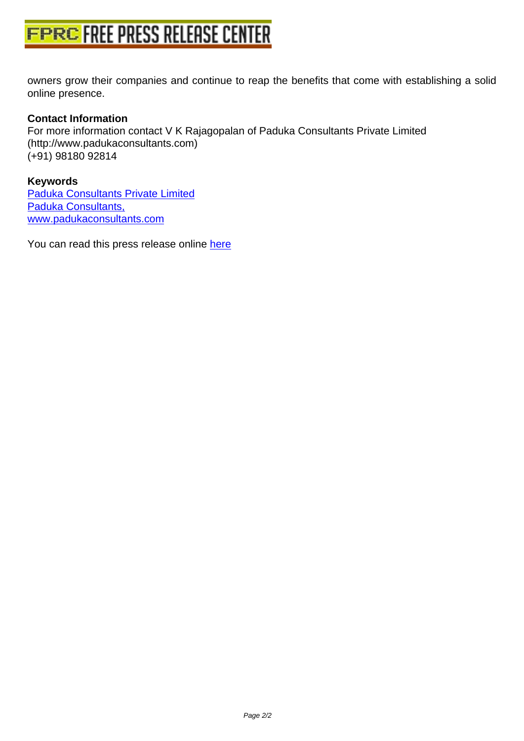owners grow their companies and continue to reap the benefits that come with establishing a solid online presence.

**Contact Information**
For more information contact V K Rajagopalan of Paduka Consultants Private Limited
(http://www.padukaconsultants.com)
(+91) 98180 92814

**Keywords**
Paduka Consultants Private Limited
Paduka Consultants,
www.padukaconsultants.com

You can read this press release online here